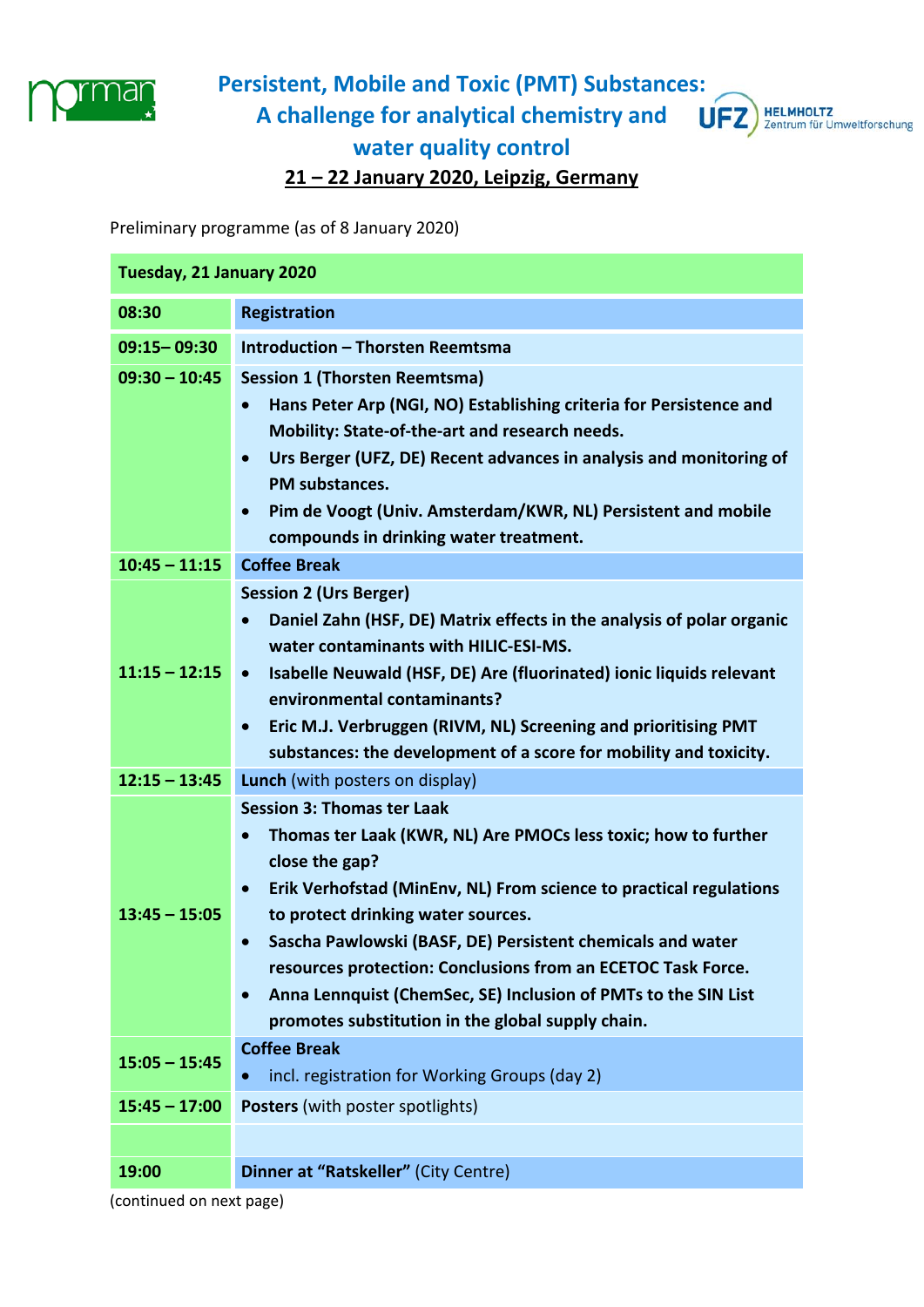# Persistent, Mobile and Toxic (PMT) Substances: A challenge for analytical chemistry and water quality control

**21 – 22 January 2020, Leipzig, Germany**

Preliminary programme (as of 8 January 2020)

| **Tuesday, 21 January 2020** | |
|---|---|
| **08:30** | **Registration** |
| **09:15– 09:30** | **Introduction – Thorsten Reemtsma** |
| **09:30 – 10:45** | **Session 1 (Thorsten Reemtsma)**<br>• **Hans Peter Arp (NGI, NO) Establishing criteria for Persistence and Mobility: State-of-the-art and research needs.**<br>• **Urs Berger (UFZ, DE) Recent advances in analysis and monitoring of PM substances.**<br>• **Pim de Voogt (Univ. Amsterdam/KWR, NL) Persistent and mobile compounds in drinking water treatment.** |
| **10:45 – 11:15** | **Coffee Break** |
| **11:15 – 12:15** | **Session 2 (Urs Berger)**<br>• **Daniel Zahn (HSF, DE) Matrix effects in the analysis of polar organic water contaminants with HILIC-ESI-MS.**<br>• **Isabelle Neuwald (HSF, DE) Are (fluorinated) ionic liquids relevant environmental contaminants?**<br>• **Eric M.J. Verbruggen (RIVM, NL) Screening and prioritising PMT substances: the development of a score for mobility and toxicity.** |
| **12:15 – 13:45** | **Lunch** (with posters on display) |
| **13:45 – 15:05** | Session 3: Thomas ter Laak<br>• **Thomas ter Laak (KWR, NL) Are PMOCs less toxic; how to further close the gap?**<br>• **Erik Verhofstad (MinEnv, NL) From science to practical regulations to protect drinking water sources.**<br>• **Sascha Pawlowski (BASF, DE) Persistent chemicals and water resources protection: Conclusions from an ECETOC Task Force.**<br>• **Anna Lennquist (ChemSec, SE) Inclusion of PMTs to the SIN List promotes substitution in the global supply chain.** |
| **15:05 – 15:45** | **Coffee Break**<br>• incl. registration for Working Groups (day 2) |
| **15:45 – 17:00** | **Posters** (with poster spotlights) |
| | |
| **19:00** | **Dinner at "Ratskeller"** (City Centre) |

(continued on next page)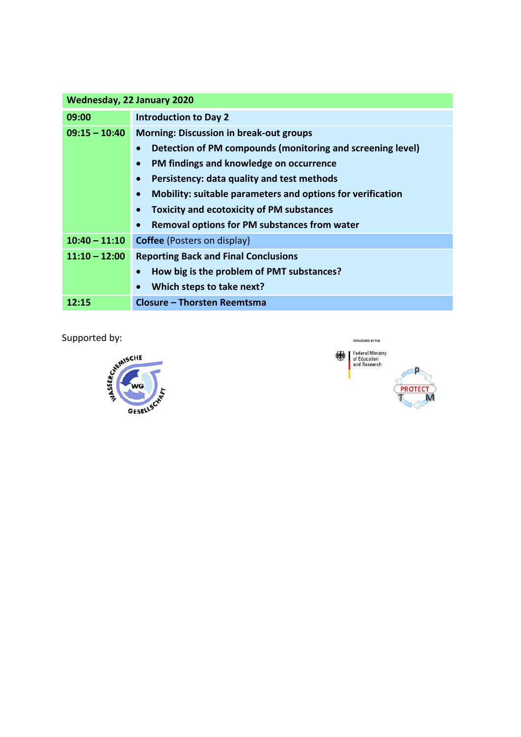| Wednesday, 22 January 2020 | |
|---|---|
| **09:00** | **Introduction to Day 2** |
| **09:15 – 10:40** | **Morning: Discussion in break-out groups**<br>• **Detection of PM compounds (monitoring and screening level)**<br>• **PM findings and knowledge on occurrence**<br>• **Persistency: data quality and test methods**<br>• **Mobility: suitable parameters and options for verification**<br>• **Toxicity and ecotoxicity of PM substances**<br>• **Removal options for PM substances from water** |
| **10:40 – 11:10** | **Coffee** (Posters on display) |
| **11:10 – 12:00** | **Reporting Back and Final Conclusions**<br>• **How big is the problem of PMT substances?**<br>• **Which steps to take next?** |
| **12:15** | **Closure – Thorsten Reemtsma** |

Supported by:

WASSERCHEMISCHE GESELLSCHAFT WG

SPONSORED BY THE

Federal Ministry of Education and Research

PROTECT P M T